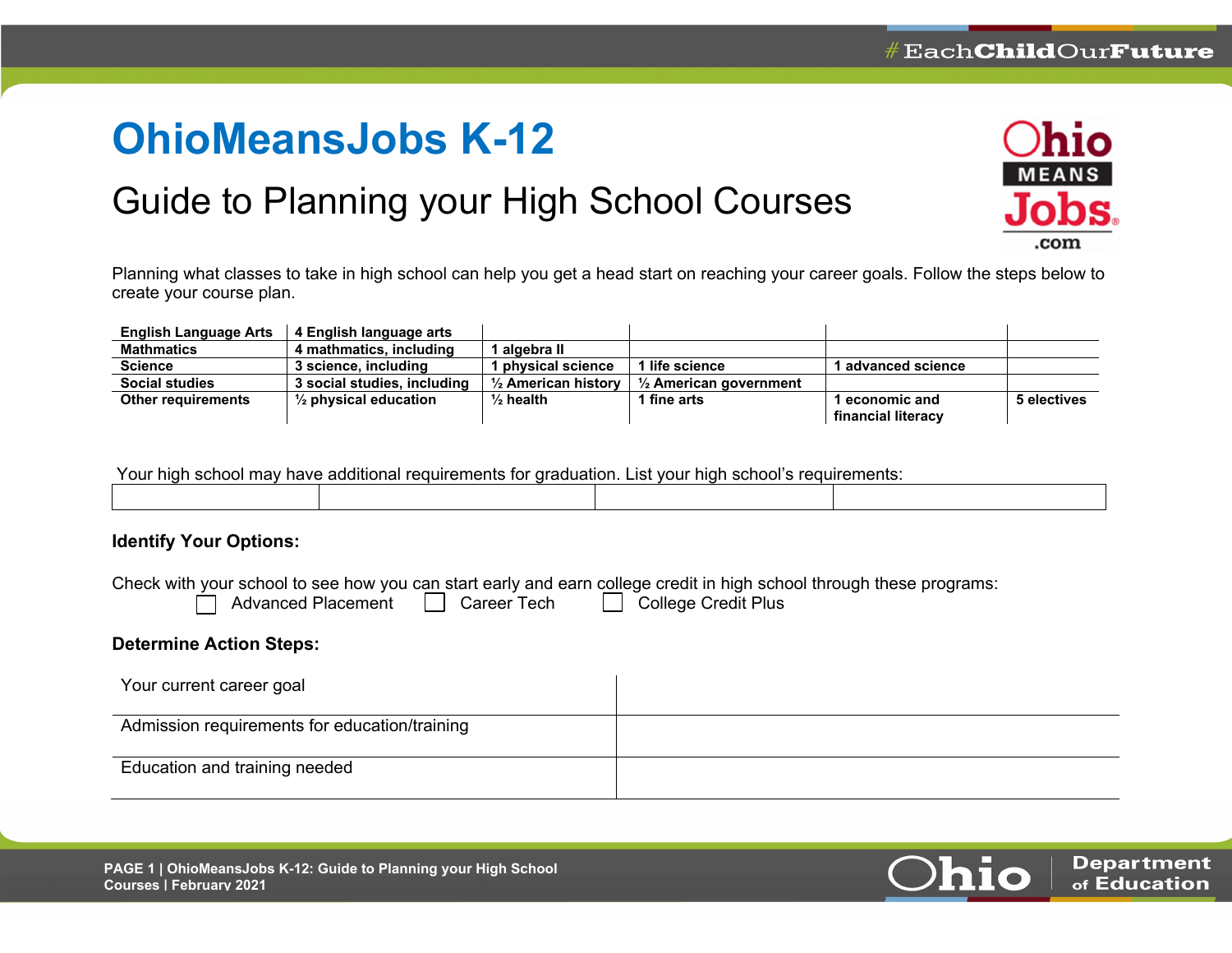# OhioMeansJobs K-12

## Guide to Planning your High School Courses

Planning what classes to take in high school can help you get a head start on reaching your career goals. Follow the steps below to create your course plan.

| English Language Arts | 4 English language arts | | | | |
|---|---|---|---|---|---|
| Mathmatics | 4 mathmatics, including | 1 algebra II | | | |
| Science | 3 science, including | 1 physical science | 1 life science | 1 advanced science | |
| Social studies | 3 social studies, including | ½ American history | ½ American government | | |
| Other requirements | ½ physical education | ½ health | 1 fine arts | 1 economic and financial literacy | 5 electives |

Your high school may have additional requirements for graduation. List your high school's requirements:

| | | | |
|---|---|---|---|
| | | | |

**Identify Your Options:**

Check with your school to see how you can start early and earn college credit in high school through these programs:

☐ Advanced Placement ☐ Career Tech ☐ College Credit Plus

**Determine Action Steps:**

| | |
|---|---|
| Your current career goal | |
| Admission requirements for education/training | |
| Education and training needed | |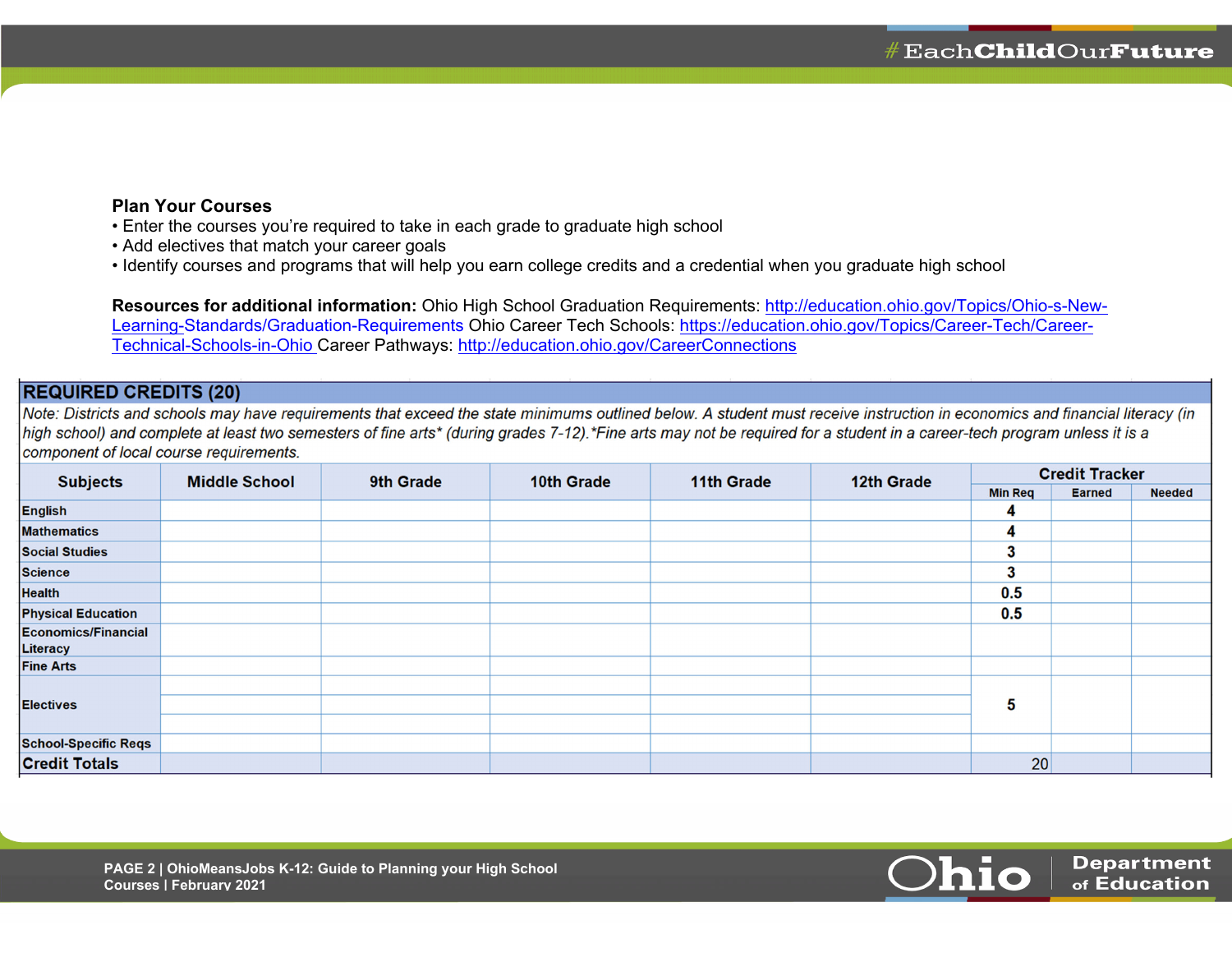**Plan Your Courses**

- Enter the courses you're required to take in each grade to graduate high school
- Add electives that match your career goals
- Identify courses and programs that will help you earn college credits and a credential when you graduate high school

**Resources for additional information:** Ohio High School Graduation Requirements: http://education.ohio.gov/Topics/Ohio-s-New-Learning-Standards/Graduation-Requirements Ohio Career Tech Schools: https://education.ohio.gov/Topics/Career-Tech/Career-Technical-Schools-in-Ohio Career Pathways: http://education.ohio.gov/CareerConnections

**REQUIRED CREDITS (20)**

*Note: Districts and schools may have requirements that exceed the state minimums outlined below. A student must receive instruction in economics and financial literacy (in high school) and complete at least two semesters of fine arts* (during grades 7-12).*Fine arts may not be required for a student in a career-tech program unless it is a component of local course requirements.*

| Subjects | Middle School | 9th Grade | 10th Grade | 11th Grade | 12th Grade | Credit Tracker | | |
|---|---|---|---|---|---|---|---|---|
| | | | | | | Min Req | Earned | Needed |
| English | | | | | | 4 | | |
| Mathematics | | | | | | 4 | | |
| Social Studies | | | | | | 3 | | |
| Science | | | | | | 3 | | |
| Health | | | | | | 0.5 | | |
| Physical Education | | | | | | 0.5 | | |
| Economics/Financial Literacy | | | | | | | | |
| Fine Arts | | | | | | | | |
| Electives | | | | | | 5 | | |
| | | | | | | | | |
| | | | | | | | | |
| School-Specific Reqs | | | | | | | | |
| **Credit Totals** | | | | | | 20 | | |